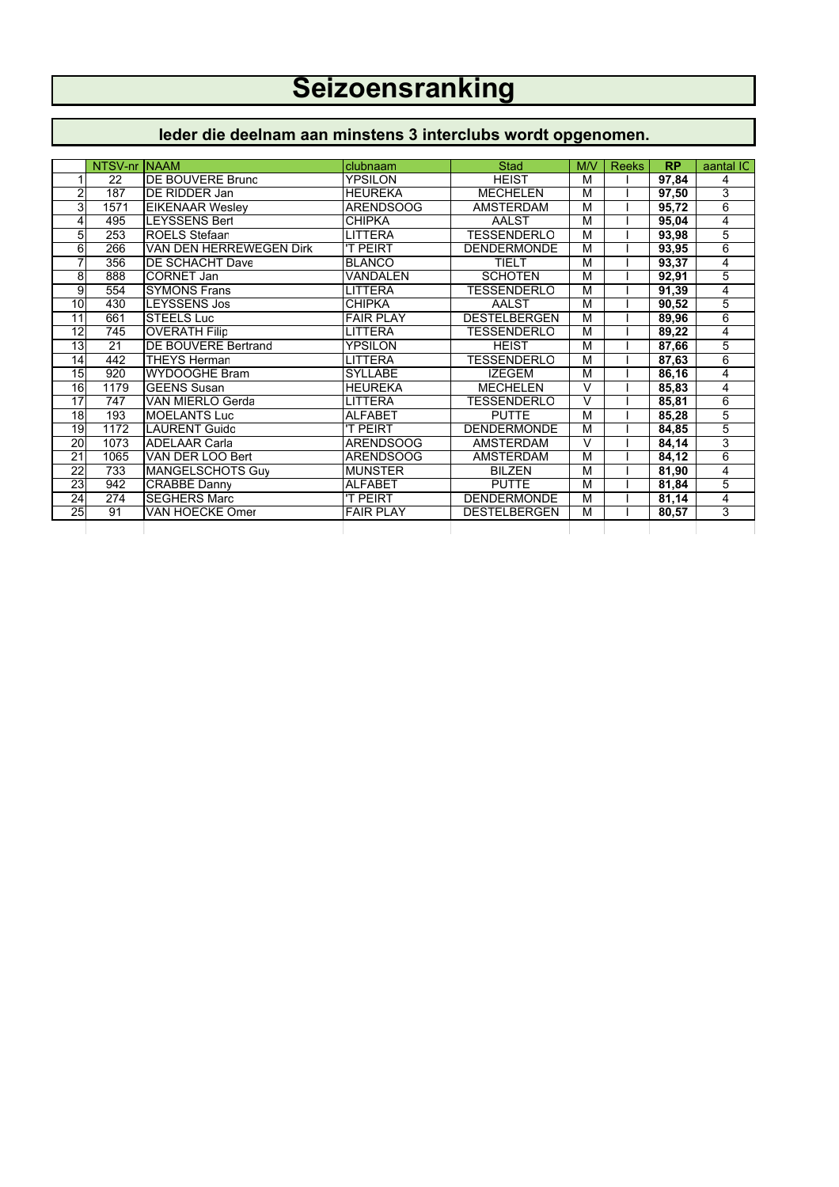# Seizoensranking

## Ieder die deelnam aan minstens 3 interclubs wordt opgenomen.

| | NTSV-nr | NAAM | clubnaam | Stad | M/V | Reeks | RP | aantal IC |
|---|---|---|---|---|---|---|---|---|
| 1 | 22 | DE BOUVERE Bruno | YPSILON | HEIST | M | I | **97,84** | 4 |
| 2 | 187 | DE RIDDER Jan | HEUREKA | MECHELEN | M | I | **97,50** | 3 |
| 3 | 1571 | EIKENAAR Wesley | ARENDSOOG | AMSTERDAM | M | I | **95,72** | 6 |
| 4 | 495 | LEYSSENS Bert | CHIPKA | AALST | M | I | **95,04** | 4 |
| 5 | 253 | ROELS Stefaan | LITTERA | TESSENDERLO | M | I | **93,98** | 5 |
| 6 | 266 | VAN DEN HERREWEGEN Dirk | 'T PEIRT | DENDERMONDE | M | I | **93,95** | 6 |
| 7 | 356 | DE SCHACHT Dave | BLANCO | TIELT | M | I | **93,37** | 4 |
| 8 | 888 | CORNET Jan | VANDALEN | SCHOTEN | M | I | **92,91** | 5 |
| 9 | 554 | SYMONS Frans | LITTERA | TESSENDERLO | M | I | **91,39** | 4 |
| 10 | 430 | LEYSSENS Jos | CHIPKA | AALST | M | I | **90,52** | 5 |
| 11 | 661 | STEELS Luc | FAIR PLAY | DESTELBERGEN | M | I | **89,96** | 6 |
| 12 | 745 | OVERATH Filip | LITTERA | TESSENDERLO | M | I | **89,22** | 4 |
| 13 | 21 | DE BOUVERE Bertrand | YPSILON | HEIST | M | I | **87,66** | 5 |
| 14 | 442 | THEYS Herman | LITTERA | TESSENDERLO | M | I | **87,63** | 6 |
| 15 | 920 | WYDOOGHE Bram | SYLLABE | IZEGEM | M | I | **86,16** | 4 |
| 16 | 1179 | GEENS Susan | HEUREKA | MECHELEN | V | I | **85,83** | 4 |
| 17 | 747 | VAN MIERLO Gerda | LITTERA | TESSENDERLO | V | I | **85,81** | 6 |
| 18 | 193 | MOELANTS Luc | ALFABET | PUTTE | M | I | **85,28** | 5 |
| 19 | 1172 | LAURENT Guido | 'T PEIRT | DENDERMONDE | M | I | **84,85** | 5 |
| 20 | 1073 | ADELAAR Carla | ARENDSOOG | AMSTERDAM | V | I | **84,14** | 3 |
| 21 | 1065 | VAN DER LOO Bert | ARENDSOOG | AMSTERDAM | M | I | **84,12** | 6 |
| 22 | 733 | MANGELSCHOTS Guy | MUNSTER | BILZEN | M | I | **81,90** | 4 |
| 23 | 942 | CRABBE Danny | ALFABET | PUTTE | M | I | **81,84** | 5 |
| 24 | 274 | SEGHERS Marc | 'T PEIRT | DENDERMONDE | M | I | **81,14** | 4 |
| 25 | 91 | VAN HOECKE Omer | FAIR PLAY | DESTELBERGEN | M | I | **80,57** | 3 |